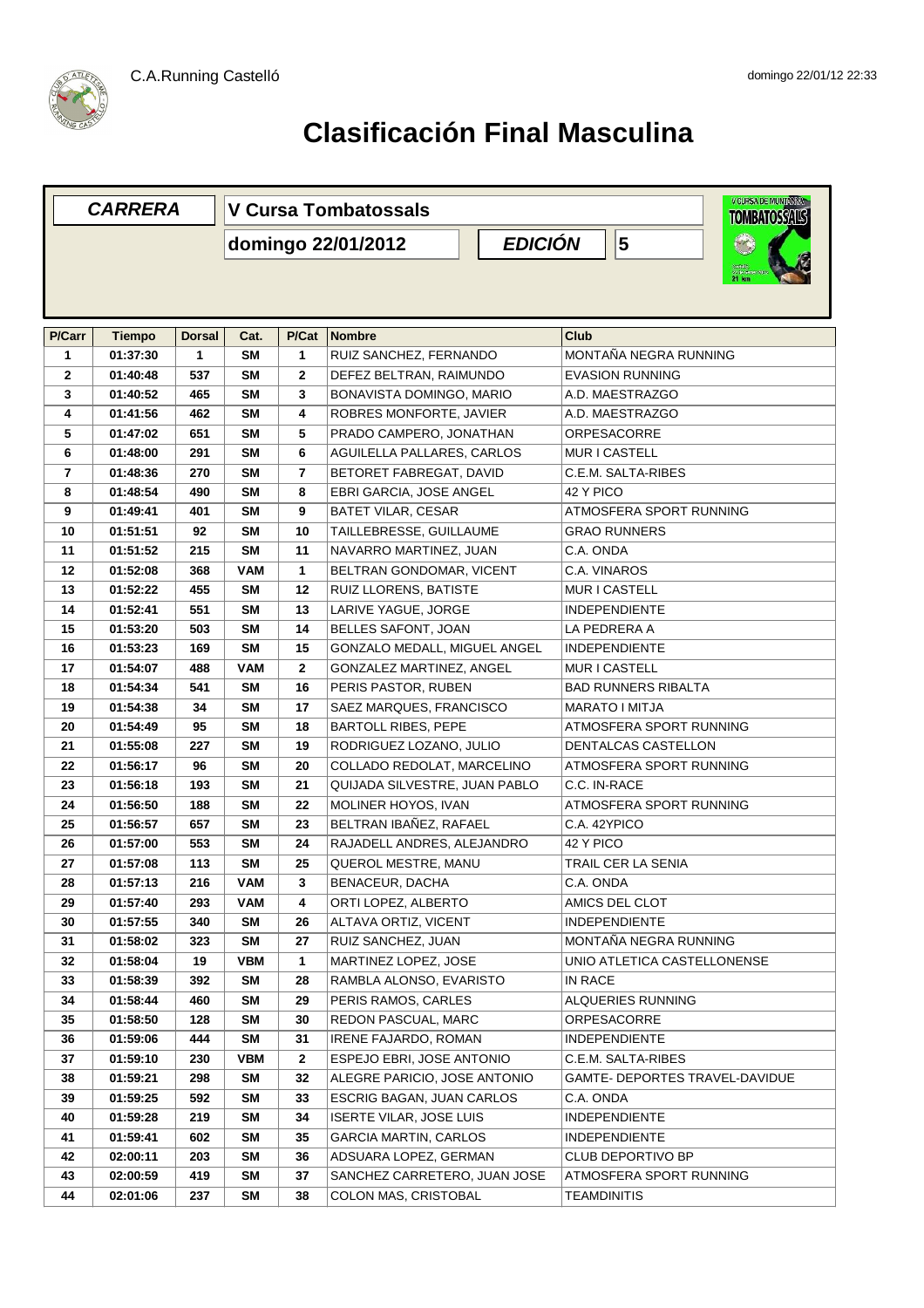C.A.Running Castelló

domingo 22/01/12 22:33

# Clasificación Final Masculina

| **CARRERA** | **V Cursa Tombatossals** |
|---|---|
| | **domingo 22/01/2012** — ***EDICIÓN*** **5** |

| P/Carr | Tiempo | Dorsal | Cat. | P/Cat | Nombre | Club |
|---|---|---|---|---|---|---|
| 1 | 01:37:30 | 1 | SM | 1 | RUIZ SANCHEZ, FERNANDO | MONTAÑA NEGRA RUNNING |
| 2 | 01:40:48 | 537 | SM | 2 | DEFEZ BELTRAN, RAIMUNDO | EVASION RUNNING |
| 3 | 01:40:52 | 465 | SM | 3 | BONAVISTA DOMINGO, MARIO | A.D. MAESTRAZGO |
| 4 | 01:41:56 | 462 | SM | 4 | ROBRES MONFORTE, JAVIER | A.D. MAESTRAZGO |
| 5 | 01:47:02 | 651 | SM | 5 | PRADO CAMPERO, JONATHAN | ORPESACORRE |
| 6 | 01:48:00 | 291 | SM | 6 | AGUILELLA PALLARES, CARLOS | MUR I CASTELL |
| 7 | 01:48:36 | 270 | SM | 7 | BETORET FABREGAT, DAVID | C.E.M. SALTA-RIBES |
| 8 | 01:48:54 | 490 | SM | 8 | EBRI GARCIA, JOSE ANGEL | 42 Y PICO |
| 9 | 01:49:41 | 401 | SM | 9 | BATET VILAR, CESAR | ATMOSFERA SPORT RUNNING |
| 10 | 01:51:51 | 92 | SM | 10 | TAILLEBRESSE, GUILLAUME | GRAO RUNNERS |
| 11 | 01:51:52 | 215 | SM | 11 | NAVARRO MARTINEZ, JUAN | C.A. ONDA |
| 12 | 01:52:08 | 368 | VAM | 1 | BELTRAN GONDOMAR, VICENT | C.A. VINAROS |
| 13 | 01:52:22 | 455 | SM | 12 | RUIZ LLORENS, BATISTE | MUR I CASTELL |
| 14 | 01:52:41 | 551 | SM | 13 | LARIVE YAGUE, JORGE | INDEPENDIENTE |
| 15 | 01:53:20 | 503 | SM | 14 | BELLES SAFONT, JOAN | LA PEDRERA A |
| 16 | 01:53:23 | 169 | SM | 15 | GONZALO MEDALL, MIGUEL ANGEL | INDEPENDIENTE |
| 17 | 01:54:07 | 488 | VAM | 2 | GONZALEZ MARTINEZ, ANGEL | MUR I CASTELL |
| 18 | 01:54:34 | 541 | SM | 16 | PERIS PASTOR, RUBEN | BAD RUNNERS RIBALTA |
| 19 | 01:54:38 | 34 | SM | 17 | SAEZ MARQUES, FRANCISCO | MARATO I MITJA |
| 20 | 01:54:49 | 95 | SM | 18 | BARTOLL RIBES, PEPE | ATMOSFERA SPORT RUNNING |
| 21 | 01:55:08 | 227 | SM | 19 | RODRIGUEZ LOZANO, JULIO | DENTALCAS CASTELLON |
| 22 | 01:56:17 | 96 | SM | 20 | COLLADO REDOLAT, MARCELINO | ATMOSFERA SPORT RUNNING |
| 23 | 01:56:18 | 193 | SM | 21 | QUIJADA SILVESTRE, JUAN PABLO | C.C. IN-RACE |
| 24 | 01:56:50 | 188 | SM | 22 | MOLINER HOYOS, IVAN | ATMOSFERA SPORT RUNNING |
| 25 | 01:56:57 | 657 | SM | 23 | BELTRAN IBAÑEZ, RAFAEL | C.A. 42YPICO |
| 26 | 01:57:00 | 553 | SM | 24 | RAJADELL ANDRES, ALEJANDRO | 42 Y PICO |
| 27 | 01:57:08 | 113 | SM | 25 | QUEROL MESTRE, MANU | TRAIL CER LA SENIA |
| 28 | 01:57:13 | 216 | VAM | 3 | BENACEUR, DACHA | C.A. ONDA |
| 29 | 01:57:40 | 293 | VAM | 4 | ORTI LOPEZ, ALBERTO | AMICS DEL CLOT |
| 30 | 01:57:55 | 340 | SM | 26 | ALTAVA ORTIZ, VICENT | INDEPENDIENTE |
| 31 | 01:58:02 | 323 | SM | 27 | RUIZ SANCHEZ, JUAN | MONTAÑA NEGRA RUNNING |
| 32 | 01:58:04 | 19 | VBM | 1 | MARTINEZ LOPEZ, JOSE | UNIO ATLETICA CASTELLONENSE |
| 33 | 01:58:39 | 392 | SM | 28 | RAMBLA ALONSO, EVARISTO | IN RACE |
| 34 | 01:58:44 | 460 | SM | 29 | PERIS RAMOS, CARLES | ALQUERIES RUNNING |
| 35 | 01:58:50 | 128 | SM | 30 | REDON PASCUAL, MARC | ORPESACORRE |
| 36 | 01:59:06 | 444 | SM | 31 | IRENE FAJARDO, ROMAN | INDEPENDIENTE |
| 37 | 01:59:10 | 230 | VBM | 2 | ESPEJO EBRI, JOSE ANTONIO | C.E.M. SALTA-RIBES |
| 38 | 01:59:21 | 298 | SM | 32 | ALEGRE PARICIO, JOSE ANTONIO | GAMTE- DEPORTES TRAVEL-DAVIDUE |
| 39 | 01:59:25 | 592 | SM | 33 | ESCRIG BAGAN, JUAN CARLOS | C.A. ONDA |
| 40 | 01:59:28 | 219 | SM | 34 | ISERTE VILAR, JOSE LUIS | INDEPENDIENTE |
| 41 | 01:59:41 | 602 | SM | 35 | GARCIA MARTIN, CARLOS | INDEPENDIENTE |
| 42 | 02:00:11 | 203 | SM | 36 | ADSUARA LOPEZ, GERMAN | CLUB DEPORTIVO BP |
| 43 | 02:00:59 | 419 | SM | 37 | SANCHEZ CARRETERO, JUAN JOSE | ATMOSFERA SPORT RUNNING |
| 44 | 02:01:06 | 237 | SM | 38 | COLON MAS, CRISTOBAL | TEAMDINITIS |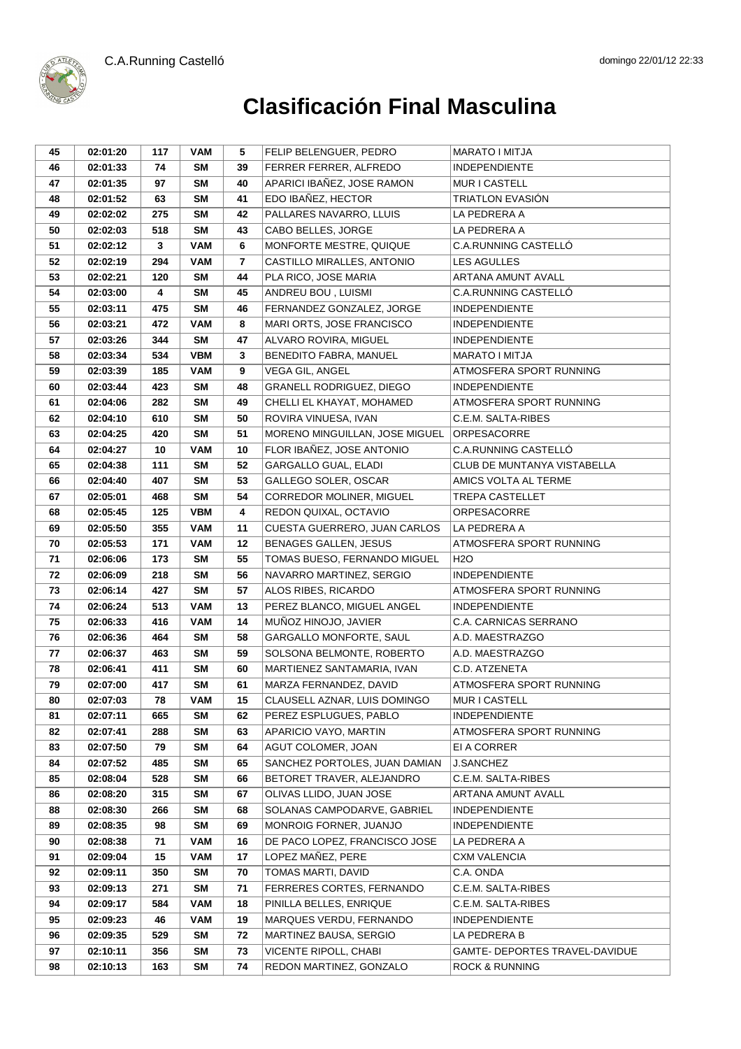# Clasificación Final Masculina

| | | | | | | |
|---|---|---|---|---|---|---|
| 45 | 02:01:20 | 117 | VAM | 5 | FELIP BELENGUER, PEDRO | MARATO I MITJA |
| 46 | 02:01:33 | 74 | SM | 39 | FERRER FERRER, ALFREDO | INDEPENDIENTE |
| 47 | 02:01:35 | 97 | SM | 40 | APARICI IBAÑEZ, JOSE RAMON | MUR I CASTELL |
| 48 | 02:01:52 | 63 | SM | 41 | EDO IBAÑEZ, HECTOR | TRIATLON EVASIÓN |
| 49 | 02:02:02 | 275 | SM | 42 | PALLARES NAVARRO, LLUIS | LA PEDRERA A |
| 50 | 02:02:03 | 518 | SM | 43 | CABO BELLES, JORGE | LA PEDRERA A |
| 51 | 02:02:12 | 3 | VAM | 6 | MONFORTE MESTRE, QUIQUE | C.A.RUNNING CASTELLÓ |
| 52 | 02:02:19 | 294 | VAM | 7 | CASTILLO MIRALLES, ANTONIO | LES AGULLES |
| 53 | 02:02:21 | 120 | SM | 44 | PLA RICO, JOSE MARIA | ARTANA AMUNT AVALL |
| 54 | 02:03:00 | 4 | SM | 45 | ANDREU BOU , LUISMI | C.A.RUNNING CASTELLÓ |
| 55 | 02:03:11 | 475 | SM | 46 | FERNANDEZ GONZALEZ, JORGE | INDEPENDIENTE |
| 56 | 02:03:21 | 472 | VAM | 8 | MARI ORTS, JOSE FRANCISCO | INDEPENDIENTE |
| 57 | 02:03:26 | 344 | SM | 47 | ALVARO ROVIRA, MIGUEL | INDEPENDIENTE |
| 58 | 02:03:34 | 534 | VBM | 3 | BENEDITO FABRA, MANUEL | MARATO I MITJA |
| 59 | 02:03:39 | 185 | VAM | 9 | VEGA GIL, ANGEL | ATMOSFERA SPORT RUNNING |
| 60 | 02:03:44 | 423 | SM | 48 | GRANELL RODRIGUEZ, DIEGO | INDEPENDIENTE |
| 61 | 02:04:06 | 282 | SM | 49 | CHELLI EL KHAYAT, MOHAMED | ATMOSFERA SPORT RUNNING |
| 62 | 02:04:10 | 610 | SM | 50 | ROVIRA VINUESA, IVAN | C.E.M. SALTA-RIBES |
| 63 | 02:04:25 | 420 | SM | 51 | MORENO MINGUILLAN, JOSE MIGUEL | ORPESACORRE |
| 64 | 02:04:27 | 10 | VAM | 10 | FLOR IBAÑEZ, JOSE ANTONIO | C.A.RUNNING CASTELLÓ |
| 65 | 02:04:38 | 111 | SM | 52 | GARGALLO GUAL, ELADI | CLUB DE MUNTANYA VISTABELLA |
| 66 | 02:04:40 | 407 | SM | 53 | GALLEGO SOLER, OSCAR | AMICS VOLTA AL TERME |
| 67 | 02:05:01 | 468 | SM | 54 | CORREDOR MOLINER, MIGUEL | TREPA CASTELLET |
| 68 | 02:05:45 | 125 | VBM | 4 | REDON QUIXAL, OCTAVIO | ORPESACORRE |
| 69 | 02:05:50 | 355 | VAM | 11 | CUESTA GUERRERO, JUAN CARLOS | LA PEDRERA A |
| 70 | 02:05:53 | 171 | VAM | 12 | BENAGES GALLEN, JESUS | ATMOSFERA SPORT RUNNING |
| 71 | 02:06:06 | 173 | SM | 55 | TOMAS BUESO, FERNANDO MIGUEL | H2O |
| 72 | 02:06:09 | 218 | SM | 56 | NAVARRO MARTINEZ, SERGIO | INDEPENDIENTE |
| 73 | 02:06:14 | 427 | SM | 57 | ALOS RIBES, RICARDO | ATMOSFERA SPORT RUNNING |
| 74 | 02:06:24 | 513 | VAM | 13 | PEREZ BLANCO, MIGUEL ANGEL | INDEPENDIENTE |
| 75 | 02:06:33 | 416 | VAM | 14 | MUÑOZ HINOJO, JAVIER | C.A. CARNICAS SERRANO |
| 76 | 02:06:36 | 464 | SM | 58 | GARGALLO MONFORTE, SAUL | A.D. MAESTRAZGO |
| 77 | 02:06:37 | 463 | SM | 59 | SOLSONA BELMONTE, ROBERTO | A.D. MAESTRAZGO |
| 78 | 02:06:41 | 411 | SM | 60 | MARTIENEZ SANTAMARIA, IVAN | C.D. ATZENETA |
| 79 | 02:07:00 | 417 | SM | 61 | MARZA FERNANDEZ, DAVID | ATMOSFERA SPORT RUNNING |
| 80 | 02:07:03 | 78 | VAM | 15 | CLAUSELL AZNAR, LUIS DOMINGO | MUR I CASTELL |
| 81 | 02:07:11 | 665 | SM | 62 | PEREZ ESPLUGUES, PABLO | INDEPENDIENTE |
| 82 | 02:07:41 | 288 | SM | 63 | APARICIO VAYO, MARTIN | ATMOSFERA SPORT RUNNING |
| 83 | 02:07:50 | 79 | SM | 64 | AGUT COLOMER, JOAN | EI A CORRER |
| 84 | 02:07:52 | 485 | SM | 65 | SANCHEZ PORTOLES, JUAN DAMIAN | J.SANCHEZ |
| 85 | 02:08:04 | 528 | SM | 66 | BETORET TRAVER, ALEJANDRO | C.E.M. SALTA-RIBES |
| 86 | 02:08:20 | 315 | SM | 67 | OLIVAS LLIDO, JUAN JOSE | ARTANA AMUNT AVALL |
| 88 | 02:08:30 | 266 | SM | 68 | SOLANAS CAMPODARVE, GABRIEL | INDEPENDIENTE |
| 89 | 02:08:35 | 98 | SM | 69 | MONROIG FORNER, JUANJO | INDEPENDIENTE |
| 90 | 02:08:38 | 71 | VAM | 16 | DE PACO LOPEZ, FRANCISCO JOSE | LA PEDRERA A |
| 91 | 02:09:04 | 15 | VAM | 17 | LOPEZ MAÑEZ, PERE | CXM VALENCIA |
| 92 | 02:09:11 | 350 | SM | 70 | TOMAS MARTI, DAVID | C.A. ONDA |
| 93 | 02:09:13 | 271 | SM | 71 | FERRERES CORTES, FERNANDO | C.E.M. SALTA-RIBES |
| 94 | 02:09:17 | 584 | VAM | 18 | PINILLA BELLES, ENRIQUE | C.E.M. SALTA-RIBES |
| 95 | 02:09:23 | 46 | VAM | 19 | MARQUES VERDU, FERNANDO | INDEPENDIENTE |
| 96 | 02:09:35 | 529 | SM | 72 | MARTINEZ BAUSA, SERGIO | LA PEDRERA B |
| 97 | 02:10:11 | 356 | SM | 73 | VICENTE RIPOLL, CHABI | GAMTE- DEPORTES TRAVEL-DAVIDUE |
| 98 | 02:10:13 | 163 | SM | 74 | REDON MARTINEZ, GONZALO | ROCK & RUNNING |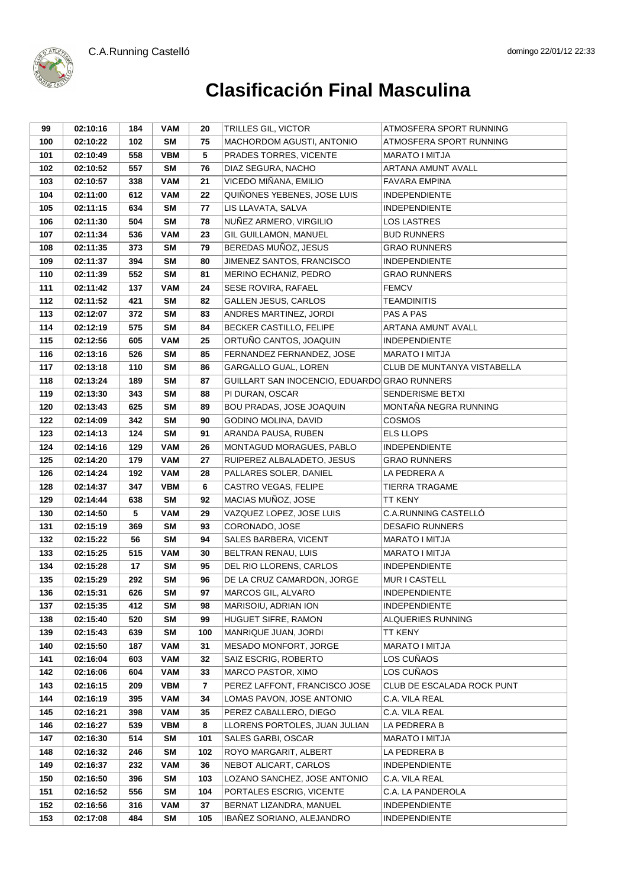# Clasificación Final Masculina

| | | | | | | |
|---|---|---|---|---|---|---|
| 99 | 02:10:16 | 184 | VAM | 20 | TRILLES GIL, VICTOR | ATMOSFERA SPORT RUNNING |
| 100 | 02:10:22 | 102 | SM | 75 | MACHORDOM AGUSTI, ANTONIO | ATMOSFERA SPORT RUNNING |
| 101 | 02:10:49 | 558 | VBM | 5 | PRADES TORRES, VICENTE | MARATO I MITJA |
| 102 | 02:10:52 | 557 | SM | 76 | DIAZ SEGURA, NACHO | ARTANA AMUNT AVALL |
| 103 | 02:10:57 | 338 | VAM | 21 | VICEDO MIÑANA, EMILIO | FAVARA EMPINA |
| 104 | 02:11:00 | 612 | VAM | 22 | QUIÑONES YEBENES, JOSE LUIS | INDEPENDIENTE |
| 105 | 02:11:15 | 634 | SM | 77 | LIS LLAVATA, SALVA | INDEPENDIENTE |
| 106 | 02:11:30 | 504 | SM | 78 | NUÑEZ ARMERO, VIRGILIO | LOS LASTRES |
| 107 | 02:11:34 | 536 | VAM | 23 | GIL GUILLAMON, MANUEL | BUD RUNNERS |
| 108 | 02:11:35 | 373 | SM | 79 | BEREDAS MUÑOZ, JESUS | GRAO RUNNERS |
| 109 | 02:11:37 | 394 | SM | 80 | JIMENEZ SANTOS, FRANCISCO | INDEPENDIENTE |
| 110 | 02:11:39 | 552 | SM | 81 | MERINO ECHANIZ, PEDRO | GRAO RUNNERS |
| 111 | 02:11:42 | 137 | VAM | 24 | SESE ROVIRA, RAFAEL | FEMCV |
| 112 | 02:11:52 | 421 | SM | 82 | GALLEN JESUS, CARLOS | TEAMDINITIS |
| 113 | 02:12:07 | 372 | SM | 83 | ANDRES MARTINEZ, JORDI | PAS A PAS |
| 114 | 02:12:19 | 575 | SM | 84 | BECKER CASTILLO, FELIPE | ARTANA AMUNT AVALL |
| 115 | 02:12:56 | 605 | VAM | 25 | ORTUÑO CANTOS, JOAQUIN | INDEPENDIENTE |
| 116 | 02:13:16 | 526 | SM | 85 | FERNANDEZ FERNANDEZ, JOSE | MARATO I MITJA |
| 117 | 02:13:18 | 110 | SM | 86 | GARGALLO GUAL, LOREN | CLUB DE MUNTANYA VISTABELLA |
| 118 | 02:13:24 | 189 | SM | 87 | GUILLART SAN INOCENCIO, EDUARDO | GRAO RUNNERS |
| 119 | 02:13:30 | 343 | SM | 88 | PI DURAN, OSCAR | SENDERISME BETXI |
| 120 | 02:13:43 | 625 | SM | 89 | BOU PRADAS, JOSE JOAQUIN | MONTAÑA NEGRA RUNNING |
| 122 | 02:14:09 | 342 | SM | 90 | GODINO MOLINA, DAVID | COSMOS |
| 123 | 02:14:13 | 124 | SM | 91 | ARANDA PAUSA, RUBEN | ELS LLOPS |
| 124 | 02:14:16 | 129 | VAM | 26 | MONTAGUD MORAGUES, PABLO | INDEPENDIENTE |
| 125 | 02:14:20 | 179 | VAM | 27 | RUIPEREZ ALBALADETO, JESUS | GRAO RUNNERS |
| 126 | 02:14:24 | 192 | VAM | 28 | PALLARES SOLER, DANIEL | LA PEDRERA A |
| 128 | 02:14:37 | 347 | VBM | 6 | CASTRO VEGAS, FELIPE | TIERRA TRAGAME |
| 129 | 02:14:44 | 638 | SM | 92 | MACIAS MUÑOZ, JOSE | TT KENY |
| 130 | 02:14:50 | 5 | VAM | 29 | VAZQUEZ LOPEZ, JOSE LUIS | C.A.RUNNING CASTELLÓ |
| 131 | 02:15:19 | 369 | SM | 93 | CORONADO, JOSE | DESAFIO RUNNERS |
| 132 | 02:15:22 | 56 | SM | 94 | SALES BARBERA, VICENT | MARATO I MITJA |
| 133 | 02:15:25 | 515 | VAM | 30 | BELTRAN RENAU, LUIS | MARATO I MITJA |
| 134 | 02:15:28 | 17 | SM | 95 | DEL RIO LLORENS, CARLOS | INDEPENDIENTE |
| 135 | 02:15:29 | 292 | SM | 96 | DE LA CRUZ CAMARDON, JORGE | MUR I CASTELL |
| 136 | 02:15:31 | 626 | SM | 97 | MARCOS GIL, ALVARO | INDEPENDIENTE |
| 137 | 02:15:35 | 412 | SM | 98 | MARISOIU, ADRIAN ION | INDEPENDIENTE |
| 138 | 02:15:40 | 520 | SM | 99 | HUGUET SIFRE, RAMON | ALQUERIES RUNNING |
| 139 | 02:15:43 | 639 | SM | 100 | MANRIQUE JUAN, JORDI | TT KENY |
| 140 | 02:15:50 | 187 | VAM | 31 | MESADO MONFORT, JORGE | MARATO I MITJA |
| 141 | 02:16:04 | 603 | VAM | 32 | SAIZ ESCRIG, ROBERTO | LOS CUÑAOS |
| 142 | 02:16:06 | 604 | VAM | 33 | MARCO PASTOR, XIMO | LOS CUÑAOS |
| 143 | 02:16:15 | 209 | VBM | 7 | PEREZ LAFFONT, FRANCISCO JOSE | CLUB DE ESCALADA ROCK PUNT |
| 144 | 02:16:19 | 395 | VAM | 34 | LOMAS PAVON, JOSE ANTONIO | C.A. VILA REAL |
| 145 | 02:16:21 | 398 | VAM | 35 | PEREZ CABALLERO, DIEGO | C.A. VILA REAL |
| 146 | 02:16:27 | 539 | VBM | 8 | LLORENS PORTOLES, JUAN JULIAN | LA PEDRERA B |
| 147 | 02:16:30 | 514 | SM | 101 | SALES GARBI, OSCAR | MARATO I MITJA |
| 148 | 02:16:32 | 246 | SM | 102 | ROYO MARGARIT, ALBERT | LA PEDRERA B |
| 149 | 02:16:37 | 232 | VAM | 36 | NEBOT ALICART, CARLOS | INDEPENDIENTE |
| 150 | 02:16:50 | 396 | SM | 103 | LOZANO SANCHEZ, JOSE ANTONIO | C.A. VILA REAL |
| 151 | 02:16:52 | 556 | SM | 104 | PORTALES ESCRIG, VICENTE | C.A. LA PANDEROLA |
| 152 | 02:16:56 | 316 | VAM | 37 | BERNAT LIZANDRA, MANUEL | INDEPENDIENTE |
| 153 | 02:17:08 | 484 | SM | 105 | IBAÑEZ SORIANO, ALEJANDRO | INDEPENDIENTE |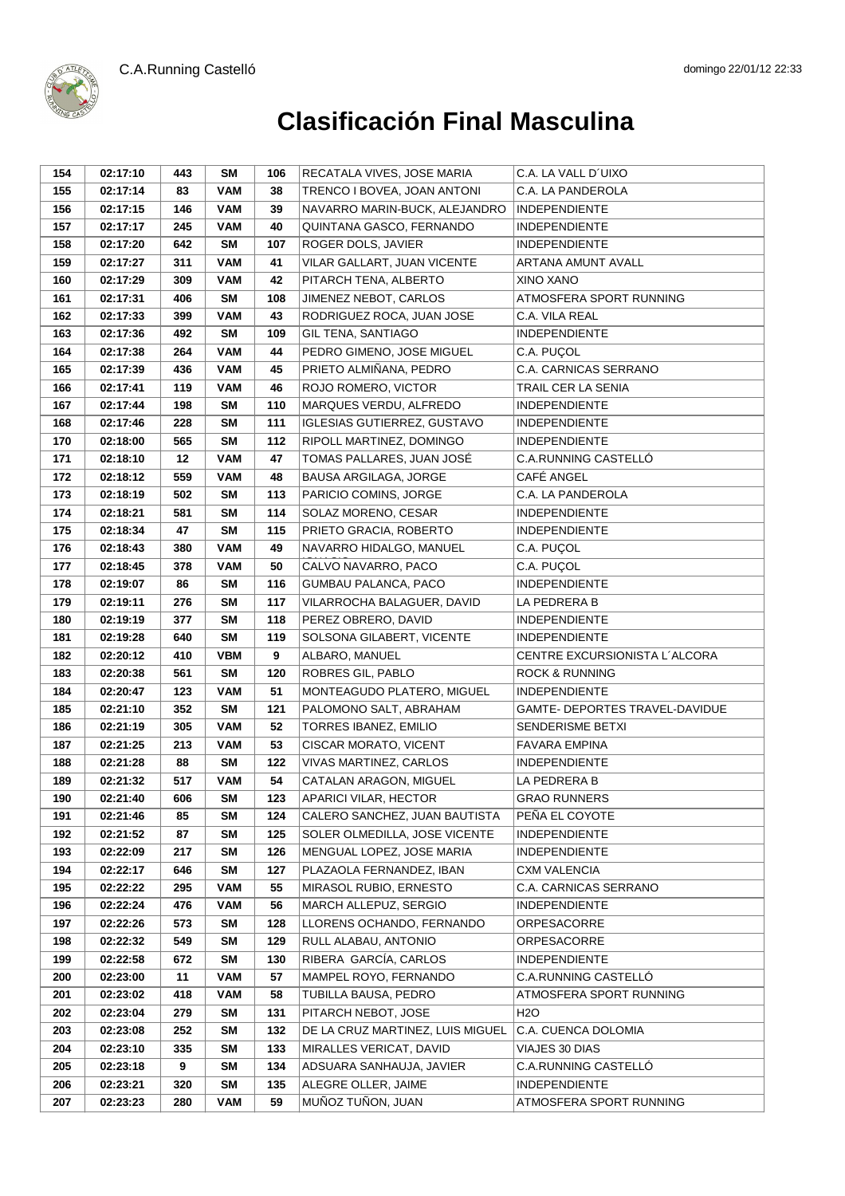# Clasificación Final Masculina

| | | | | | | |
|---|---|---|---|---|---|---|
| 154 | 02:17:10 | 443 | SM | 106 | RECATALA VIVES, JOSE MARIA | C.A. LA VALL D´UIXO |
| 155 | 02:17:14 | 83 | VAM | 38 | TRENCO I BOVEA, JOAN ANTONI | C.A. LA PANDEROLA |
| 156 | 02:17:15 | 146 | VAM | 39 | NAVARRO MARIN-BUCK, ALEJANDRO | INDEPENDIENTE |
| 157 | 02:17:17 | 245 | VAM | 40 | QUINTANA GASCO, FERNANDO | INDEPENDIENTE |
| 158 | 02:17:20 | 642 | SM | 107 | ROGER DOLS, JAVIER | INDEPENDIENTE |
| 159 | 02:17:27 | 311 | VAM | 41 | VILAR GALLART, JUAN VICENTE | ARTANA AMUNT AVALL |
| 160 | 02:17:29 | 309 | VAM | 42 | PITARCH TENA, ALBERTO | XINO XANO |
| 161 | 02:17:31 | 406 | SM | 108 | JIMENEZ NEBOT, CARLOS | ATMOSFERA SPORT RUNNING |
| 162 | 02:17:33 | 399 | VAM | 43 | RODRIGUEZ ROCA, JUAN JOSE | C.A. VILA REAL |
| 163 | 02:17:36 | 492 | SM | 109 | GIL TENA, SANTIAGO | INDEPENDIENTE |
| 164 | 02:17:38 | 264 | VAM | 44 | PEDRO GIMENO, JOSE MIGUEL | C.A. PUÇOL |
| 165 | 02:17:39 | 436 | VAM | 45 | PRIETO ALMIÑANA, PEDRO | C.A. CARNICAS SERRANO |
| 166 | 02:17:41 | 119 | VAM | 46 | ROJO ROMERO, VICTOR | TRAIL CER LA SENIA |
| 167 | 02:17:44 | 198 | SM | 110 | MARQUES VERDU, ALFREDO | INDEPENDIENTE |
| 168 | 02:17:46 | 228 | SM | 111 | IGLESIAS GUTIERREZ, GUSTAVO | INDEPENDIENTE |
| 170 | 02:18:00 | 565 | SM | 112 | RIPOLL MARTINEZ, DOMINGO | INDEPENDIENTE |
| 171 | 02:18:10 | 12 | VAM | 47 | TOMAS PALLARES, JUAN JOSÉ | C.A.RUNNING CASTELLÓ |
| 172 | 02:18:12 | 559 | VAM | 48 | BAUSA ARGILAGA, JORGE | CAFÉ ANGEL |
| 173 | 02:18:19 | 502 | SM | 113 | PARICIO COMINS, JORGE | C.A. LA PANDEROLA |
| 174 | 02:18:21 | 581 | SM | 114 | SOLAZ MORENO, CESAR | INDEPENDIENTE |
| 175 | 02:18:34 | 47 | SM | 115 | PRIETO GRACIA, ROBERTO | INDEPENDIENTE |
| 176 | 02:18:43 | 380 | VAM | 49 | NAVARRO HIDALGO, MANUEL | C.A. PUÇOL |
| 177 | 02:18:45 | 378 | VAM | 50 | CALVO NAVARRO, PACO | C.A. PUÇOL |
| 178 | 02:19:07 | 86 | SM | 116 | GUMBAU PALANCA, PACO | INDEPENDIENTE |
| 179 | 02:19:11 | 276 | SM | 117 | VILARROCHA BALAGUER, DAVID | LA PEDRERA B |
| 180 | 02:19:19 | 377 | SM | 118 | PEREZ OBRERO, DAVID | INDEPENDIENTE |
| 181 | 02:19:28 | 640 | SM | 119 | SOLSONA GILABERT, VICENTE | INDEPENDIENTE |
| 182 | 02:20:12 | 410 | VBM | 9 | ALBARO, MANUEL | CENTRE EXCURSIONISTA L´ALCORA |
| 183 | 02:20:38 | 561 | SM | 120 | ROBRES GIL, PABLO | ROCK & RUNNING |
| 184 | 02:20:47 | 123 | VAM | 51 | MONTEAGUDO PLATERO, MIGUEL | INDEPENDIENTE |
| 185 | 02:21:10 | 352 | SM | 121 | PALOMONO SALT, ABRAHAM | GAMTE- DEPORTES TRAVEL-DAVIDUE |
| 186 | 02:21:19 | 305 | VAM | 52 | TORRES IBANEZ, EMILIO | SENDERISME BETXI |
| 187 | 02:21:25 | 213 | VAM | 53 | CISCAR MORATO, VICENT | FAVARA EMPINA |
| 188 | 02:21:28 | 88 | SM | 122 | VIVAS MARTINEZ, CARLOS | INDEPENDIENTE |
| 189 | 02:21:32 | 517 | VAM | 54 | CATALAN ARAGON, MIGUEL | LA PEDRERA B |
| 190 | 02:21:40 | 606 | SM | 123 | APARICI VILAR, HECTOR | GRAO RUNNERS |
| 191 | 02:21:46 | 85 | SM | 124 | CALERO SANCHEZ, JUAN BAUTISTA | PEÑA EL COYOTE |
| 192 | 02:21:52 | 87 | SM | 125 | SOLER OLMEDILLA, JOSE VICENTE | INDEPENDIENTE |
| 193 | 02:22:09 | 217 | SM | 126 | MENGUAL LOPEZ, JOSE MARIA | INDEPENDIENTE |
| 194 | 02:22:17 | 646 | SM | 127 | PLAZAOLA FERNANDEZ, IBAN | CXM VALENCIA |
| 195 | 02:22:22 | 295 | VAM | 55 | MIRASOL RUBIO, ERNESTO | C.A. CARNICAS SERRANO |
| 196 | 02:22:24 | 476 | VAM | 56 | MARCH ALLEPUZ, SERGIO | INDEPENDIENTE |
| 197 | 02:22:26 | 573 | SM | 128 | LLORENS OCHANDO, FERNANDO | ORPESACORRE |
| 198 | 02:22:32 | 549 | SM | 129 | RULL ALABAU, ANTONIO | ORPESACORRE |
| 199 | 02:22:58 | 672 | SM | 130 | RIBERA GARCÍA, CARLOS | INDEPENDIENTE |
| 200 | 02:23:00 | 11 | VAM | 57 | MAMPEL ROYO, FERNANDO | C.A.RUNNING CASTELLÓ |
| 201 | 02:23:02 | 418 | VAM | 58 | TUBILLA BAUSA, PEDRO | ATMOSFERA SPORT RUNNING |
| 202 | 02:23:04 | 279 | SM | 131 | PITARCH NEBOT, JOSE | H2O |
| 203 | 02:23:08 | 252 | SM | 132 | DE LA CRUZ MARTINEZ, LUIS MIGUEL | C.A. CUENCA DOLOMIA |
| 204 | 02:23:10 | 335 | SM | 133 | MIRALLES VERICAT, DAVID | VIAJES 30 DIAS |
| 205 | 02:23:18 | 9 | SM | 134 | ADSUARA SANHAUJA, JAVIER | C.A.RUNNING CASTELLÓ |
| 206 | 02:23:21 | 320 | SM | 135 | ALEGRE OLLER, JAIME | INDEPENDIENTE |
| 207 | 02:23:23 | 280 | VAM | 59 | MUÑOZ TUÑON, JUAN | ATMOSFERA SPORT RUNNING |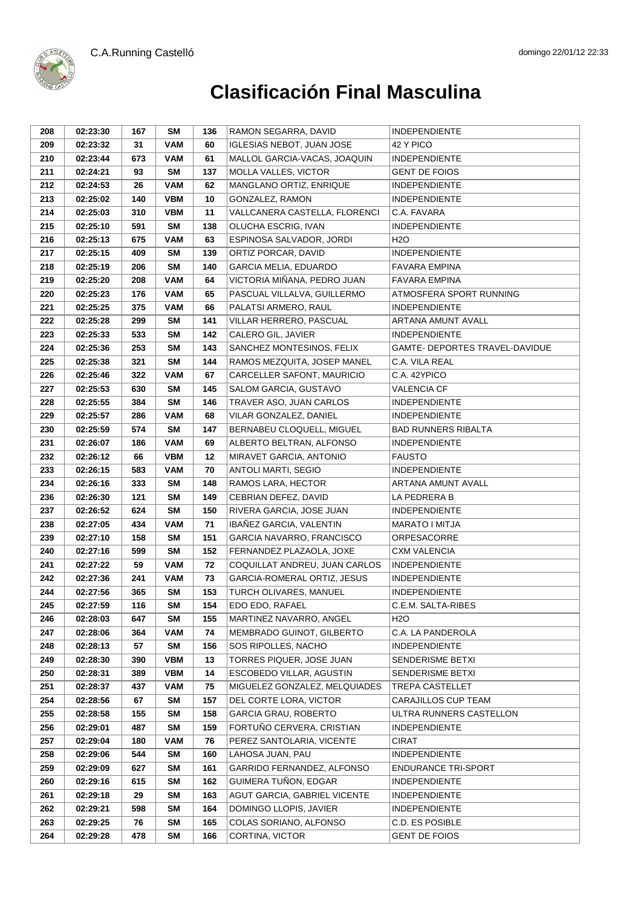# Clasificación Final Masculina

| | | | | | | |
|---|---|---|---|---|---|---|
| 208 | 02:23:30 | 167 | SM | 136 | RAMON SEGARRA, DAVID | INDEPENDIENTE |
| 209 | 02:23:32 | 31 | VAM | 60 | IGLESIAS NEBOT, JUAN JOSE | 42 Y PICO |
| 210 | 02:23:44 | 673 | VAM | 61 | MALLOL GARCIA-VACAS, JOAQUIN | INDEPENDIENTE |
| 211 | 02:24:21 | 93 | SM | 137 | MOLLA VALLES, VICTOR | GENT DE FOIOS |
| 212 | 02:24:53 | 26 | VAM | 62 | MANGLANO ORTIZ, ENRIQUE | INDEPENDIENTE |
| 213 | 02:25:02 | 140 | VBM | 10 | GONZALEZ, RAMON | INDEPENDIENTE |
| 214 | 02:25:03 | 310 | VBM | 11 | VALLCANERA CASTELLA, FLORENCI | C.A. FAVARA |
| 215 | 02:25:10 | 591 | SM | 138 | OLUCHA ESCRIG, IVAN | INDEPENDIENTE |
| 216 | 02:25:13 | 675 | VAM | 63 | ESPINOSA SALVADOR, JORDI | H2O |
| 217 | 02:25:15 | 409 | SM | 139 | ORTIZ PORCAR, DAVID | INDEPENDIENTE |
| 218 | 02:25:19 | 206 | SM | 140 | GARCIA MELIA, EDUARDO | FAVARA EMPINA |
| 219 | 02:25:20 | 208 | VAM | 64 | VICTORIA MIÑANA, PEDRO JUAN | FAVARA EMPINA |
| 220 | 02:25:23 | 176 | VAM | 65 | PASCUAL VILLALVA, GUILLERMO | ATMOSFERA SPORT RUNNING |
| 221 | 02:25:25 | 375 | VAM | 66 | PALATSI ARMERO, RAUL | INDEPENDIENTE |
| 222 | 02:25:28 | 299 | SM | 141 | VILLAR HERRERO, PASCUAL | ARTANA AMUNT AVALL |
| 223 | 02:25:33 | 533 | SM | 142 | CALERO GIL, JAVIER | INDEPENDIENTE |
| 224 | 02:25:36 | 253 | SM | 143 | SANCHEZ MONTESINOS, FELIX | GAMTE- DEPORTES TRAVEL-DAVIDUE |
| 225 | 02:25:38 | 321 | SM | 144 | RAMOS MEZQUITA, JOSEP MANEL | C.A. VILA REAL |
| 226 | 02:25:46 | 322 | VAM | 67 | CARCELLER SAFONT, MAURICIO | C.A. 42YPICO |
| 227 | 02:25:53 | 630 | SM | 145 | SALOM GARCIA, GUSTAVO | VALENCIA CF |
| 228 | 02:25:55 | 384 | SM | 146 | TRAVER ASO, JUAN CARLOS | INDEPENDIENTE |
| 229 | 02:25:57 | 286 | VAM | 68 | VILAR GONZALEZ, DANIEL | INDEPENDIENTE |
| 230 | 02:25:59 | 574 | SM | 147 | BERNABEU CLOQUELL, MIGUEL | BAD RUNNERS RIBALTA |
| 231 | 02:26:07 | 186 | VAM | 69 | ALBERTO BELTRAN, ALFONSO | INDEPENDIENTE |
| 232 | 02:26:12 | 66 | VBM | 12 | MIRAVET GARCIA, ANTONIO | FAUSTO |
| 233 | 02:26:15 | 583 | VAM | 70 | ANTOLI MARTI, SEGIO | INDEPENDIENTE |
| 234 | 02:26:16 | 333 | SM | 148 | RAMOS LARA, HECTOR | ARTANA AMUNT AVALL |
| 236 | 02:26:30 | 121 | SM | 149 | CEBRIAN DEFEZ, DAVID | LA PEDRERA B |
| 237 | 02:26:52 | 624 | SM | 150 | RIVERA GARCIA, JOSE JUAN | INDEPENDIENTE |
| 238 | 02:27:05 | 434 | VAM | 71 | IBAÑEZ GARCIA, VALENTIN | MARATO I MITJA |
| 239 | 02:27:10 | 158 | SM | 151 | GARCIA NAVARRO, FRANCISCO | ORPESACORRE |
| 240 | 02:27:16 | 599 | SM | 152 | FERNANDEZ PLAZAOLA, JOXE | CXM VALENCIA |
| 241 | 02:27:22 | 59 | VAM | 72 | COQUILLAT ANDREU, JUAN CARLOS | INDEPENDIENTE |
| 242 | 02:27:36 | 241 | VAM | 73 | GARCIA-ROMERAL ORTIZ, JESUS | INDEPENDIENTE |
| 244 | 02:27:56 | 365 | SM | 153 | TURCH OLIVARES, MANUEL | INDEPENDIENTE |
| 245 | 02:27:59 | 116 | SM | 154 | EDO EDO, RAFAEL | C.E.M. SALTA-RIBES |
| 246 | 02:28:03 | 647 | SM | 155 | MARTINEZ NAVARRO, ANGEL | H2O |
| 247 | 02:28:06 | 364 | VAM | 74 | MEMBRADO GUINOT, GILBERTO | C.A. LA PANDEROLA |
| 248 | 02:28:13 | 57 | SM | 156 | SOS RIPOLLES, NACHO | INDEPENDIENTE |
| 249 | 02:28:30 | 390 | VBM | 13 | TORRES PIQUER, JOSE JUAN | SENDERISME BETXI |
| 250 | 02:28:31 | 389 | VBM | 14 | ESCOBEDO VILLAR, AGUSTIN | SENDERISME BETXI |
| 251 | 02:28:37 | 437 | VAM | 75 | MIGUELEZ GONZALEZ, MELQUIADES | TREPA CASTELLET |
| 254 | 02:28:56 | 67 | SM | 157 | DEL CORTE LORA, VICTOR | CARAJILLOS CUP TEAM |
| 255 | 02:28:58 | 155 | SM | 158 | GARCIA GRAU, ROBERTO | ULTRA RUNNERS CASTELLON |
| 256 | 02:29:01 | 487 | SM | 159 | FORTUÑO CERVERA, CRISTIAN | INDEPENDIENTE |
| 257 | 02:29:04 | 180 | VAM | 76 | PEREZ SANTOLARIA, VICENTE | CIRAT |
| 258 | 02:29:06 | 544 | SM | 160 | LAHOSA JUAN, PAU | INDEPENDIENTE |
| 259 | 02:29:09 | 627 | SM | 161 | GARRIDO FERNANDEZ, ALFONSO | ENDURANCE TRI-SPORT |
| 260 | 02:29:16 | 615 | SM | 162 | GUIMERA TUÑON, EDGAR | INDEPENDIENTE |
| 261 | 02:29:18 | 29 | SM | 163 | AGUT GARCIA, GABRIEL VICENTE | INDEPENDIENTE |
| 262 | 02:29:21 | 598 | SM | 164 | DOMINGO LLOPIS, JAVIER | INDEPENDIENTE |
| 263 | 02:29:25 | 76 | SM | 165 | COLAS SORIANO, ALFONSO | C.D. ES POSIBLE |
| 264 | 02:29:28 | 478 | SM | 166 | CORTINA, VICTOR | GENT DE FOIOS |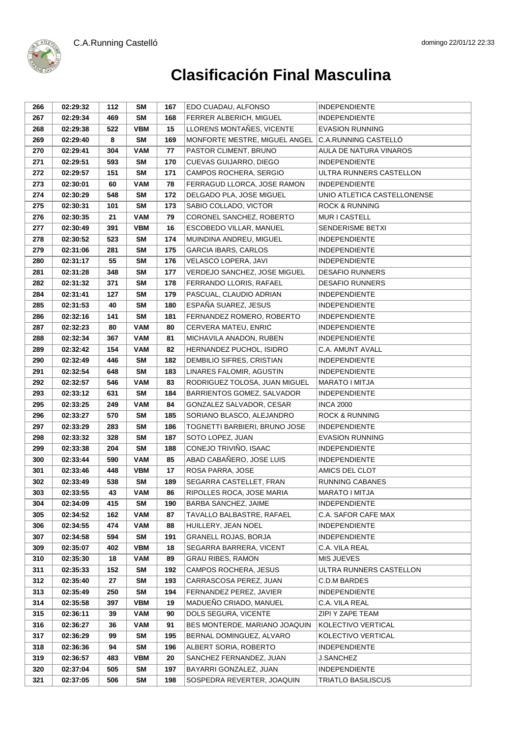C.A.Running Castelló

domingo 22/01/12 22:33

# Clasificación Final Masculina

| | | | | | | |
|---|---|---|---|---|---|---|
| 266 | 02:29:32 | 112 | SM | 167 | EDO CUADAU, ALFONSO | INDEPENDIENTE |
| 267 | 02:29:34 | 469 | SM | 168 | FERRER ALBERICH, MIGUEL | INDEPENDIENTE |
| 268 | 02:29:38 | 522 | VBM | 15 | LLORENS MONTAÑES, VICENTE | EVASION RUNNING |
| 269 | 02:29:40 | 8 | SM | 169 | MONFORTE MESTRE, MIGUEL ANGEL | C.A.RUNNING CASTELLÓ |
| 270 | 02:29:41 | 304 | VAM | 77 | PASTOR CLIMENT, BRUNO | AULA DE NATURA VINAROS |
| 271 | 02:29:51 | 593 | SM | 170 | CUEVAS GUIJARRO, DIEGO | INDEPENDIENTE |
| 272 | 02:29:57 | 151 | SM | 171 | CAMPOS ROCHERA, SERGIO | ULTRA RUNNERS CASTELLON |
| 273 | 02:30:01 | 60 | VAM | 78 | FERRAGUD LLORCA, JOSE RAMON | INDEPENDIENTE |
| 274 | 02:30:29 | 548 | SM | 172 | DELGADO PLA, JOSE MIGUEL | UNIO ATLETICA CASTELLONENSE |
| 275 | 02:30:31 | 101 | SM | 173 | SABIO COLLADO, VICTOR | ROCK & RUNNING |
| 276 | 02:30:35 | 21 | VAM | 79 | CORONEL SANCHEZ, ROBERTO | MUR I CASTELL |
| 277 | 02:30:49 | 391 | VBM | 16 | ESCOBEDO VILLAR, MANUEL | SENDERISME BETXI |
| 278 | 02:30:52 | 523 | SM | 174 | MUINDINA ANDREU, MIGUEL | INDEPENDIENTE |
| 279 | 02:31:06 | 281 | SM | 175 | GARCIA IBARS, CARLOS | INDEPENDIENTE |
| 280 | 02:31:17 | 55 | SM | 176 | VELASCO LOPERA, JAVI | INDEPENDIENTE |
| 281 | 02:31:28 | 348 | SM | 177 | VERDEJO SANCHEZ, JOSE MIGUEL | DESAFIO RUNNERS |
| 282 | 02:31:32 | 371 | SM | 178 | FERRANDO LLORIS, RAFAEL | DESAFIO RUNNERS |
| 284 | 02:31:41 | 127 | SM | 179 | PASCUAL, CLAUDIO ADRIAN | INDEPENDIENTE |
| 285 | 02:31:53 | 40 | SM | 180 | ESPAÑA SUAREZ, JESUS | INDEPENDIENTE |
| 286 | 02:32:16 | 141 | SM | 181 | FERNANDEZ ROMERO, ROBERTO | INDEPENDIENTE |
| 287 | 02:32:23 | 80 | VAM | 80 | CERVERA MATEU, ENRIC | INDEPENDIENTE |
| 288 | 02:32:34 | 367 | VAM | 81 | MICHAVILA ANADON, RUBEN | INDEPENDIENTE |
| 289 | 02:32:42 | 154 | VAM | 82 | HERNANDEZ PUCHOL, ISIDRO | C.A. AMUNT AVALL |
| 290 | 02:32:49 | 446 | SM | 182 | DEMBILIO SIFRES, CRISTIAN | INDEPENDIENTE |
| 291 | 02:32:54 | 648 | SM | 183 | LINARES FALOMIR, AGUSTIN | INDEPENDIENTE |
| 292 | 02:32:57 | 546 | VAM | 83 | RODRIGUEZ TOLOSA, JUAN MIGUEL | MARATO I MITJA |
| 293 | 02:33:12 | 631 | SM | 184 | BARRIENTOS GOMEZ, SALVADOR | INDEPENDIENTE |
| 295 | 02:33:25 | 249 | VAM | 84 | GONZALEZ SALVADOR, CESAR | INCA 2000 |
| 296 | 02:33:27 | 570 | SM | 185 | SORIANO BLASCO, ALEJANDRO | ROCK & RUNNING |
| 297 | 02:33:29 | 283 | SM | 186 | TOGNETTI BARBIERI, BRUNO JOSE | INDEPENDIENTE |
| 298 | 02:33:32 | 328 | SM | 187 | SOTO LOPEZ, JUAN | EVASION RUNNING |
| 299 | 02:33:38 | 204 | SM | 188 | CONEJO TRIVIÑO, ISAAC | INDEPENDIENTE |
| 300 | 02:33:44 | 590 | VAM | 85 | ABAD CABAÑERO, JOSE LUIS | INDEPENDIENTE |
| 301 | 02:33:46 | 448 | VBM | 17 | ROSA PARRA, JOSE | AMICS DEL CLOT |
| 302 | 02:33:49 | 538 | SM | 189 | SEGARRA CASTELLET, FRAN | RUNNING CABANES |
| 303 | 02:33:55 | 43 | VAM | 86 | RIPOLLES ROCA, JOSE MARIA | MARATO I MITJA |
| 304 | 02:34:09 | 415 | SM | 190 | BARBA SANCHEZ, JAIME | INDEPENDIENTE |
| 305 | 02:34:52 | 162 | VAM | 87 | TAVALLO BALBASTRE, RAFAEL | C.A. SAFOR CAFE MAX |
| 306 | 02:34:55 | 474 | VAM | 88 | HUILLERY, JEAN NOEL | INDEPENDIENTE |
| 307 | 02:34:58 | 594 | SM | 191 | GRANELL ROJAS, BORJA | INDEPENDIENTE |
| 309 | 02:35:07 | 402 | VBM | 18 | SEGARRA BARRERA, VICENT | C.A. VILA REAL |
| 310 | 02:35:30 | 18 | VAM | 89 | GRAU RIBES, RAMON | MIS JUEVES |
| 311 | 02:35:33 | 152 | SM | 192 | CAMPOS ROCHERA, JESUS | ULTRA RUNNERS CASTELLON |
| 312 | 02:35:40 | 27 | SM | 193 | CARRASCOSA PEREZ, JUAN | C.D.M BARDES |
| 313 | 02:35:49 | 250 | SM | 194 | FERNANDEZ PEREZ, JAVIER | INDEPENDIENTE |
| 314 | 02:35:58 | 397 | VBM | 19 | MADUEÑO CRIADO, MANUEL | C.A. VILA REAL |
| 315 | 02:36:11 | 39 | VAM | 90 | DOLS SEGURA, VICENTE | ZIPI Y ZAPE TEAM |
| 316 | 02:36:27 | 36 | VAM | 91 | BES MONTERDE, MARIANO JOAQUIN | KOLECTIVO VERTICAL |
| 317 | 02:36:29 | 99 | SM | 195 | BERNAL DOMINGUEZ, ALVARO | KOLECTIVO VERTICAL |
| 318 | 02:36:36 | 94 | SM | 196 | ALBERT SORIA, ROBERTO | INDEPENDIENTE |
| 319 | 02:36:57 | 483 | VBM | 20 | SANCHEZ FERNANDEZ, JUAN | J.SANCHEZ |
| 320 | 02:37:04 | 505 | SM | 197 | BAYARRI GONZALEZ, JUAN | INDEPENDIENTE |
| 321 | 02:37:05 | 506 | SM | 198 | SOSPEDRA REVERTER, JOAQUIN | TRIATLO BASILISCUS |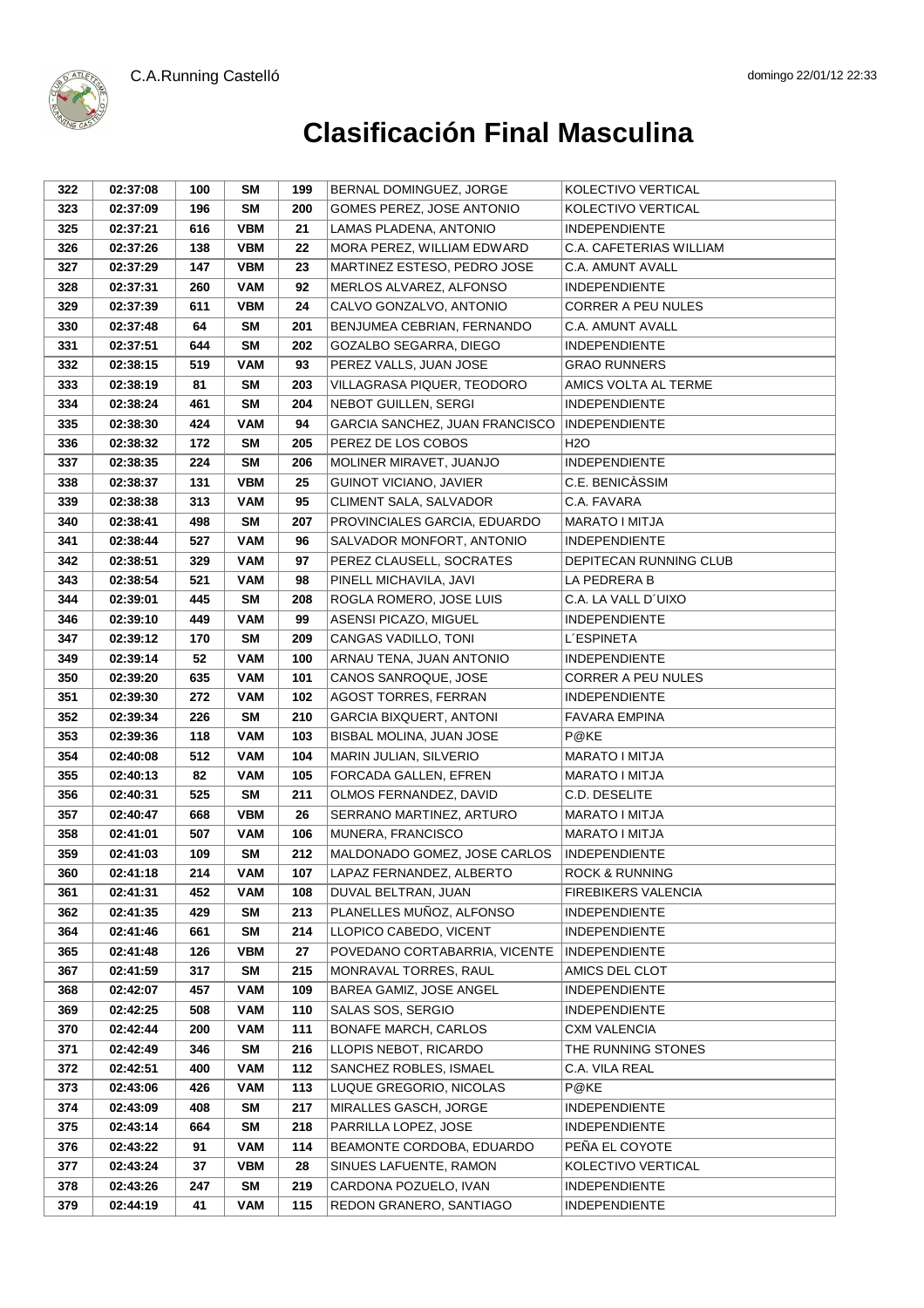# Clasificación Final Masculina

| | | | | | | |
|---|---|---|---|---|---|---|
| 322 | 02:37:08 | 100 | SM | 199 | BERNAL DOMINGUEZ, JORGE | KOLECTIVO VERTICAL |
| 323 | 02:37:09 | 196 | SM | 200 | GOMES PEREZ, JOSE ANTONIO | KOLECTIVO VERTICAL |
| 325 | 02:37:21 | 616 | VBM | 21 | LAMAS PLADENA, ANTONIO | INDEPENDIENTE |
| 326 | 02:37:26 | 138 | VBM | 22 | MORA PEREZ, WILLIAM EDWARD | C.A. CAFETERIAS WILLIAM |
| 327 | 02:37:29 | 147 | VBM | 23 | MARTINEZ ESTESO, PEDRO JOSE | C.A. AMUNT AVALL |
| 328 | 02:37:31 | 260 | VAM | 92 | MERLOS ALVAREZ, ALFONSO | INDEPENDIENTE |
| 329 | 02:37:39 | 611 | VBM | 24 | CALVO GONZALVO, ANTONIO | CORRER A PEU NULES |
| 330 | 02:37:48 | 64 | SM | 201 | BENJUMEA CEBRIAN, FERNANDO | C.A. AMUNT AVALL |
| 331 | 02:37:51 | 644 | SM | 202 | GOZALBO SEGARRA, DIEGO | INDEPENDIENTE |
| 332 | 02:38:15 | 519 | VAM | 93 | PEREZ VALLS, JUAN JOSE | GRAO RUNNERS |
| 333 | 02:38:19 | 81 | SM | 203 | VILLAGRASA PIQUER, TEODORO | AMICS VOLTA AL TERME |
| 334 | 02:38:24 | 461 | SM | 204 | NEBOT GUILLEN, SERGI | INDEPENDIENTE |
| 335 | 02:38:30 | 424 | VAM | 94 | GARCIA SANCHEZ, JUAN FRANCISCO | INDEPENDIENTE |
| 336 | 02:38:32 | 172 | SM | 205 | PEREZ DE LOS COBOS | H2O |
| 337 | 02:38:35 | 224 | SM | 206 | MOLINER MIRAVET, JUANJO | INDEPENDIENTE |
| 338 | 02:38:37 | 131 | VBM | 25 | GUINOT VICIANO, JAVIER | C.E. BENICÀSSIM |
| 339 | 02:38:38 | 313 | VAM | 95 | CLIMENT SALA, SALVADOR | C.A. FAVARA |
| 340 | 02:38:41 | 498 | SM | 207 | PROVINCIALES GARCIA, EDUARDO | MARATO I MITJA |
| 341 | 02:38:44 | 527 | VAM | 96 | SALVADOR MONFORT, ANTONIO | INDEPENDIENTE |
| 342 | 02:38:51 | 329 | VAM | 97 | PEREZ CLAUSELL, SOCRATES | DEPITECAN RUNNING CLUB |
| 343 | 02:38:54 | 521 | VAM | 98 | PINELL MICHAVILA, JAVI | LA PEDRERA B |
| 344 | 02:39:01 | 445 | SM | 208 | ROGLA ROMERO, JOSE LUIS | C.A. LA VALL D´UIXO |
| 346 | 02:39:10 | 449 | VAM | 99 | ASENSI PICAZO, MIGUEL | INDEPENDIENTE |
| 347 | 02:39:12 | 170 | SM | 209 | CANGAS VADILLO, TONI | L´ESPINETA |
| 349 | 02:39:14 | 52 | VAM | 100 | ARNAU TENA, JUAN ANTONIO | INDEPENDIENTE |
| 350 | 02:39:20 | 635 | VAM | 101 | CANOS SANROQUE, JOSE | CORRER A PEU NULES |
| 351 | 02:39:30 | 272 | VAM | 102 | AGOST TORRES, FERRAN | INDEPENDIENTE |
| 352 | 02:39:34 | 226 | SM | 210 | GARCIA BIXQUERT, ANTONI | FAVARA EMPINA |
| 353 | 02:39:36 | 118 | VAM | 103 | BISBAL MOLINA, JUAN JOSE | P@KE |
| 354 | 02:40:08 | 512 | VAM | 104 | MARIN JULIAN, SILVERIO | MARATO I MITJA |
| 355 | 02:40:13 | 82 | VAM | 105 | FORCADA GALLEN, EFREN | MARATO I MITJA |
| 356 | 02:40:31 | 525 | SM | 211 | OLMOS FERNANDEZ, DAVID | C.D. DESELITE |
| 357 | 02:40:47 | 668 | VBM | 26 | SERRANO MARTINEZ, ARTURO | MARATO I MITJA |
| 358 | 02:41:01 | 507 | VAM | 106 | MUNERA, FRANCISCO | MARATO I MITJA |
| 359 | 02:41:03 | 109 | SM | 212 | MALDONADO GOMEZ, JOSE CARLOS | INDEPENDIENTE |
| 360 | 02:41:18 | 214 | VAM | 107 | LAPAZ FERNANDEZ, ALBERTO | ROCK & RUNNING |
| 361 | 02:41:31 | 452 | VAM | 108 | DUVAL BELTRAN, JUAN | FIREBIKERS VALENCIA |
| 362 | 02:41:35 | 429 | SM | 213 | PLANELLES MUÑOZ, ALFONSO | INDEPENDIENTE |
| 364 | 02:41:46 | 661 | SM | 214 | LLOPICO CABEDO, VICENT | INDEPENDIENTE |
| 365 | 02:41:48 | 126 | VBM | 27 | POVEDANO CORTABARRIA, VICENTE | INDEPENDIENTE |
| 367 | 02:41:59 | 317 | SM | 215 | MONRAVAL TORRES, RAUL | AMICS DEL CLOT |
| 368 | 02:42:07 | 457 | VAM | 109 | BAREA GAMIZ, JOSE ANGEL | INDEPENDIENTE |
| 369 | 02:42:25 | 508 | VAM | 110 | SALAS SOS, SERGIO | INDEPENDIENTE |
| 370 | 02:42:44 | 200 | VAM | 111 | BONAFE MARCH, CARLOS | CXM VALENCIA |
| 371 | 02:42:49 | 346 | SM | 216 | LLOPIS NEBOT, RICARDO | THE RUNNING STONES |
| 372 | 02:42:51 | 400 | VAM | 112 | SANCHEZ ROBLES, ISMAEL | C.A. VILA REAL |
| 373 | 02:43:06 | 426 | VAM | 113 | LUQUE GREGORIO, NICOLAS | P@KE |
| 374 | 02:43:09 | 408 | SM | 217 | MIRALLES GASCH, JORGE | INDEPENDIENTE |
| 375 | 02:43:14 | 664 | SM | 218 | PARRILLA LOPEZ, JOSE | INDEPENDIENTE |
| 376 | 02:43:22 | 91 | VAM | 114 | BEAMONTE CORDOBA, EDUARDO | PEÑA EL COYOTE |
| 377 | 02:43:24 | 37 | VBM | 28 | SINUES LAFUENTE, RAMON | KOLECTIVO VERTICAL |
| 378 | 02:43:26 | 247 | SM | 219 | CARDONA POZUELO, IVAN | INDEPENDIENTE |
| 379 | 02:44:19 | 41 | VAM | 115 | REDON GRANERO, SANTIAGO | INDEPENDIENTE |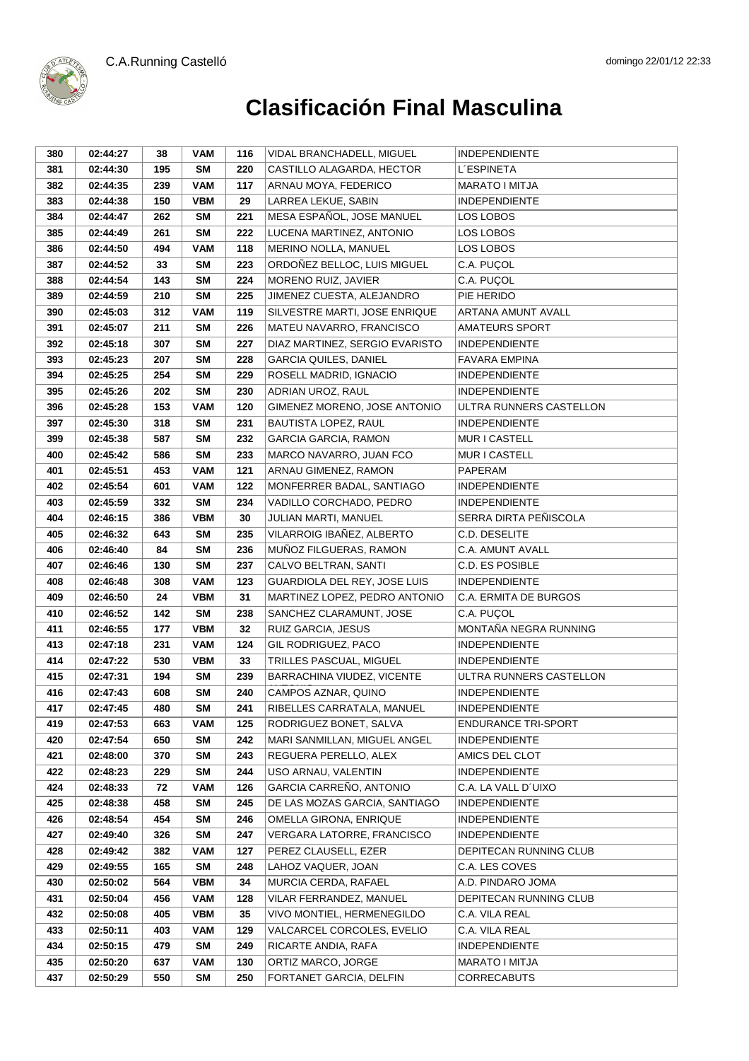# Clasificación Final Masculina

| | | | | | | |
|---|---|---|---|---|---|---|
| 380 | 02:44:27 | 38 | VAM | 116 | VIDAL BRANCHADELL, MIGUEL | INDEPENDIENTE |
| 381 | 02:44:30 | 195 | SM | 220 | CASTILLO ALAGARDA, HECTOR | L´ESPINETA |
| 382 | 02:44:35 | 239 | VAM | 117 | ARNAU MOYA, FEDERICO | MARATO I MITJA |
| 383 | 02:44:38 | 150 | VBM | 29 | LARREA LEKUE, SABIN | INDEPENDIENTE |
| 384 | 02:44:47 | 262 | SM | 221 | MESA ESPAÑOL, JOSE MANUEL | LOS LOBOS |
| 385 | 02:44:49 | 261 | SM | 222 | LUCENA MARTINEZ, ANTONIO | LOS LOBOS |
| 386 | 02:44:50 | 494 | VAM | 118 | MERINO NOLLA, MANUEL | LOS LOBOS |
| 387 | 02:44:52 | 33 | SM | 223 | ORDOÑEZ BELLOC, LUIS MIGUEL | C.A. PUÇOL |
| 388 | 02:44:54 | 143 | SM | 224 | MORENO RUIZ, JAVIER | C.A. PUÇOL |
| 389 | 02:44:59 | 210 | SM | 225 | JIMENEZ CUESTA, ALEJANDRO | PIE HERIDO |
| 390 | 02:45:03 | 312 | VAM | 119 | SILVESTRE MARTI, JOSE ENRIQUE | ARTANA AMUNT AVALL |
| 391 | 02:45:07 | 211 | SM | 226 | MATEU NAVARRO, FRANCISCO | AMATEURS SPORT |
| 392 | 02:45:18 | 307 | SM | 227 | DIAZ MARTINEZ, SERGIO EVARISTO | INDEPENDIENTE |
| 393 | 02:45:23 | 207 | SM | 228 | GARCIA QUILES, DANIEL | FAVARA EMPINA |
| 394 | 02:45:25 | 254 | SM | 229 | ROSELL MADRID, IGNACIO | INDEPENDIENTE |
| 395 | 02:45:26 | 202 | SM | 230 | ADRIAN UROZ, RAUL | INDEPENDIENTE |
| 396 | 02:45:28 | 153 | VAM | 120 | GIMENEZ MORENO, JOSE ANTONIO | ULTRA RUNNERS CASTELLON |
| 397 | 02:45:30 | 318 | SM | 231 | BAUTISTA LOPEZ, RAUL | INDEPENDIENTE |
| 399 | 02:45:38 | 587 | SM | 232 | GARCIA GARCIA, RAMON | MUR I CASTELL |
| 400 | 02:45:42 | 586 | SM | 233 | MARCO NAVARRO, JUAN FCO | MUR I CASTELL |
| 401 | 02:45:51 | 453 | VAM | 121 | ARNAU GIMENEZ, RAMON | PAPERAM |
| 402 | 02:45:54 | 601 | VAM | 122 | MONFERRER BADAL, SANTIAGO | INDEPENDIENTE |
| 403 | 02:45:59 | 332 | SM | 234 | VADILLO CORCHADO, PEDRO | INDEPENDIENTE |
| 404 | 02:46:15 | 386 | VBM | 30 | JULIAN MARTI, MANUEL | SERRA DIRTA PEÑISCOLA |
| 405 | 02:46:32 | 643 | SM | 235 | VILARROIG IBAÑEZ, ALBERTO | C.D. DESELITE |
| 406 | 02:46:40 | 84 | SM | 236 | MUÑOZ FILGUERAS, RAMON | C.A. AMUNT AVALL |
| 407 | 02:46:46 | 130 | SM | 237 | CALVO BELTRAN, SANTI | C.D. ES POSIBLE |
| 408 | 02:46:48 | 308 | VAM | 123 | GUARDIOLA DEL REY, JOSE LUIS | INDEPENDIENTE |
| 409 | 02:46:50 | 24 | VBM | 31 | MARTINEZ LOPEZ, PEDRO ANTONIO | C.A. ERMITA DE BURGOS |
| 410 | 02:46:52 | 142 | SM | 238 | SANCHEZ CLARAMUNT, JOSE | C.A. PUÇOL |
| 411 | 02:46:55 | 177 | VBM | 32 | RUIZ GARCIA, JESUS | MONTAÑA NEGRA RUNNING |
| 413 | 02:47:18 | 231 | VAM | 124 | GIL RODRIGUEZ, PACO | INDEPENDIENTE |
| 414 | 02:47:22 | 530 | VBM | 33 | TRILLES PASCUAL, MIGUEL | INDEPENDIENTE |
| 415 | 02:47:31 | 194 | SM | 239 | BARRACHINA VIUDEZ, VICENTE ANTONIO | ULTRA RUNNERS CASTELLON |
| 416 | 02:47:43 | 608 | SM | 240 | CAMPOS AZNAR, QUINO | INDEPENDIENTE |
| 417 | 02:47:45 | 480 | SM | 241 | RIBELLES CARRATALA, MANUEL | INDEPENDIENTE |
| 419 | 02:47:53 | 663 | VAM | 125 | RODRIGUEZ BONET, SALVA | ENDURANCE TRI-SPORT |
| 420 | 02:47:54 | 650 | SM | 242 | MARI SANMILLAN, MIGUEL ANGEL | INDEPENDIENTE |
| 421 | 02:48:00 | 370 | SM | 243 | REGUERA PERELLO, ALEX | AMICS DEL CLOT |
| 422 | 02:48:23 | 229 | SM | 244 | USO ARNAU, VALENTIN | INDEPENDIENTE |
| 424 | 02:48:33 | 72 | VAM | 126 | GARCIA CARREÑO, ANTONIO | C.A. LA VALL D´UIXO |
| 425 | 02:48:38 | 458 | SM | 245 | DE LAS MOZAS GARCIA, SANTIAGO | INDEPENDIENTE |
| 426 | 02:48:54 | 454 | SM | 246 | OMELLA GIRONA, ENRIQUE | INDEPENDIENTE |
| 427 | 02:49:40 | 326 | SM | 247 | VERGARA LATORRE, FRANCISCO | INDEPENDIENTE |
| 428 | 02:49:42 | 382 | VAM | 127 | PEREZ CLAUSELL, EZER | DEPITECAN RUNNING CLUB |
| 429 | 02:49:55 | 165 | SM | 248 | LAHOZ VAQUER, JOAN | C.A. LES COVES |
| 430 | 02:50:02 | 564 | VBM | 34 | MURCIA CERDA, RAFAEL | A.D. PINDARO JOMA |
| 431 | 02:50:04 | 456 | VAM | 128 | VILAR FERRANDEZ, MANUEL | DEPITECAN RUNNING CLUB |
| 432 | 02:50:08 | 405 | VBM | 35 | VIVO MONTIEL, HERMENEGILDO | C.A. VILA REAL |
| 433 | 02:50:11 | 403 | VAM | 129 | VALCARCEL CORCOLES, EVELIO | C.A. VILA REAL |
| 434 | 02:50:15 | 479 | SM | 249 | RICARTE ANDIA, RAFA | INDEPENDIENTE |
| 435 | 02:50:20 | 637 | VAM | 130 | ORTIZ MARCO, JORGE | MARATO I MITJA |
| 437 | 02:50:29 | 550 | SM | 250 | FORTANET GARCIA, DELFIN | CORRECABUTS |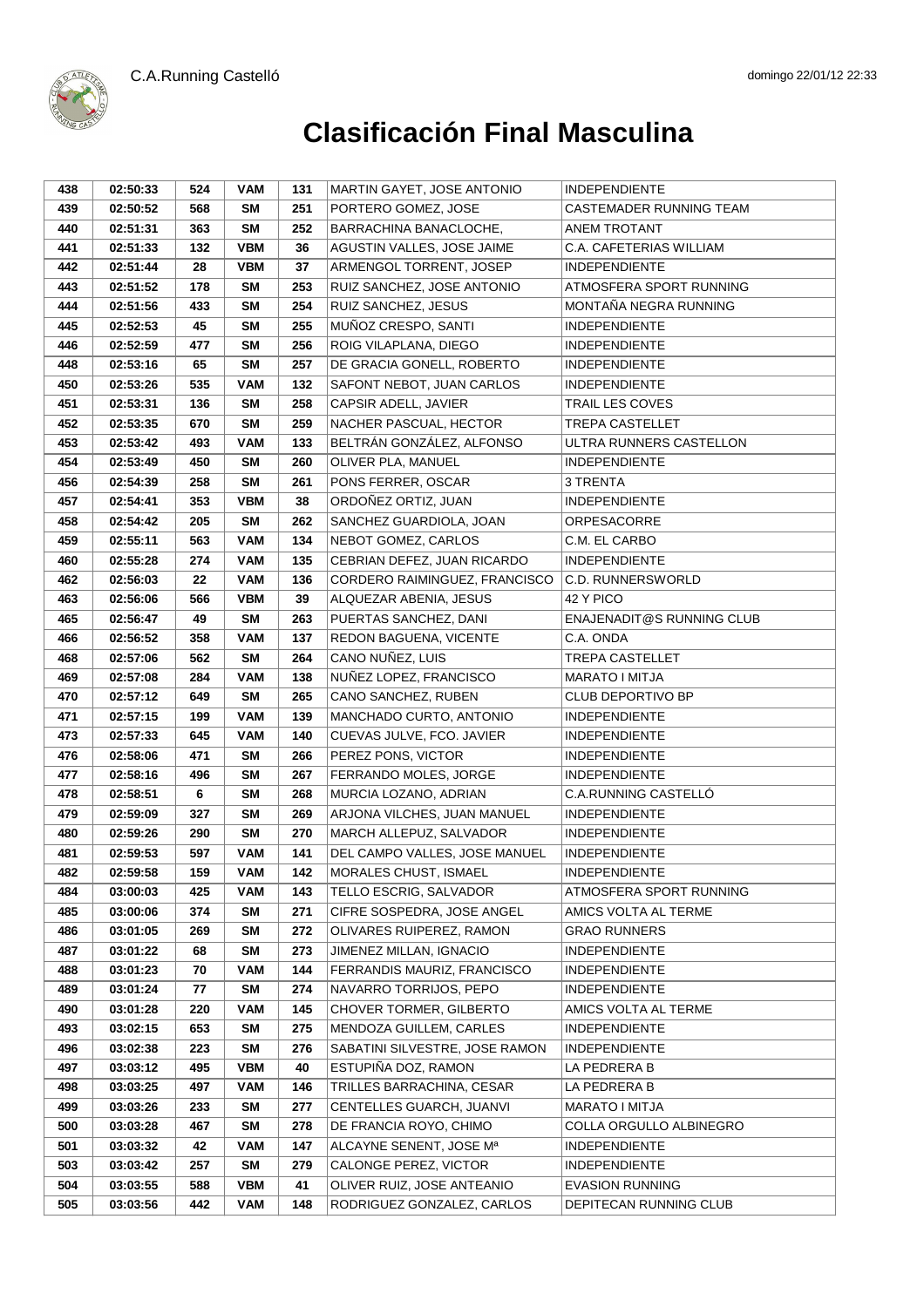# Clasificación Final Masculina

| | | | | | | |
|---|---|---|---|---|---|---|
| 438 | 02:50:33 | 524 | VAM | 131 | MARTIN GAYET, JOSE ANTONIO | INDEPENDIENTE |
| 439 | 02:50:52 | 568 | SM | 251 | PORTERO GOMEZ, JOSE | CASTEMADER RUNNING TEAM |
| 440 | 02:51:31 | 363 | SM | 252 | BARRACHINA BANACLOCHE, | ANEM TROTANT |
| 441 | 02:51:33 | 132 | VBM | 36 | AGUSTIN VALLES, JOSE JAIME | C.A. CAFETERIAS WILLIAM |
| 442 | 02:51:44 | 28 | VBM | 37 | ARMENGOL TORRENT, JOSEP | INDEPENDIENTE |
| 443 | 02:51:52 | 178 | SM | 253 | RUIZ SANCHEZ, JOSE ANTONIO | ATMOSFERA SPORT RUNNING |
| 444 | 02:51:56 | 433 | SM | 254 | RUIZ SANCHEZ, JESUS | MONTAÑA NEGRA RUNNING |
| 445 | 02:52:53 | 45 | SM | 255 | MUÑOZ CRESPO, SANTI | INDEPENDIENTE |
| 446 | 02:52:59 | 477 | SM | 256 | ROIG VILAPLANA, DIEGO | INDEPENDIENTE |
| 448 | 02:53:16 | 65 | SM | 257 | DE GRACIA GONELL, ROBERTO | INDEPENDIENTE |
| 450 | 02:53:26 | 535 | VAM | 132 | SAFONT NEBOT, JUAN CARLOS | INDEPENDIENTE |
| 451 | 02:53:31 | 136 | SM | 258 | CAPSIR ADELL, JAVIER | TRAIL LES COVES |
| 452 | 02:53:35 | 670 | SM | 259 | NACHER PASCUAL, HECTOR | TREPA CASTELLET |
| 453 | 02:53:42 | 493 | VAM | 133 | BELTRÁN GONZÁLEZ, ALFONSO | ULTRA RUNNERS CASTELLON |
| 454 | 02:53:49 | 450 | SM | 260 | OLIVER PLA, MANUEL | INDEPENDIENTE |
| 456 | 02:54:39 | 258 | SM | 261 | PONS FERRER, OSCAR | 3 TRENTA |
| 457 | 02:54:41 | 353 | VBM | 38 | ORDOÑEZ ORTIZ, JUAN | INDEPENDIENTE |
| 458 | 02:54:42 | 205 | SM | 262 | SANCHEZ GUARDIOLA, JOAN | ORPESACORRE |
| 459 | 02:55:11 | 563 | VAM | 134 | NEBOT GOMEZ, CARLOS | C.M. EL CARBO |
| 460 | 02:55:28 | 274 | VAM | 135 | CEBRIAN DEFEZ, JUAN RICARDO | INDEPENDIENTE |
| 462 | 02:56:03 | 22 | VAM | 136 | CORDERO RAIMINGUEZ, FRANCISCO | C.D. RUNNERSWORLD |
| 463 | 02:56:06 | 566 | VBM | 39 | ALQUEZAR ABENIA, JESUS | 42 Y PICO |
| 465 | 02:56:47 | 49 | SM | 263 | PUERTAS SANCHEZ, DANI | ENAJENADIT@S RUNNING CLUB |
| 466 | 02:56:52 | 358 | VAM | 137 | REDON BAGUENA, VICENTE | C.A. ONDA |
| 468 | 02:57:06 | 562 | SM | 264 | CANO NUÑEZ, LUIS | TREPA CASTELLET |
| 469 | 02:57:08 | 284 | VAM | 138 | NUÑEZ LOPEZ, FRANCISCO | MARATO I MITJA |
| 470 | 02:57:12 | 649 | SM | 265 | CANO SANCHEZ, RUBEN | CLUB DEPORTIVO BP |
| 471 | 02:57:15 | 199 | VAM | 139 | MANCHADO CURTO, ANTONIO | INDEPENDIENTE |
| 473 | 02:57:33 | 645 | VAM | 140 | CUEVAS JULVE, FCO. JAVIER | INDEPENDIENTE |
| 476 | 02:58:06 | 471 | SM | 266 | PEREZ PONS, VICTOR | INDEPENDIENTE |
| 477 | 02:58:16 | 496 | SM | 267 | FERRANDO MOLES, JORGE | INDEPENDIENTE |
| 478 | 02:58:51 | 6 | SM | 268 | MURCIA LOZANO, ADRIAN | C.A.RUNNING CASTELLÓ |
| 479 | 02:59:09 | 327 | SM | 269 | ARJONA VILCHES, JUAN MANUEL | INDEPENDIENTE |
| 480 | 02:59:26 | 290 | SM | 270 | MARCH ALLEPUZ, SALVADOR | INDEPENDIENTE |
| 481 | 02:59:53 | 597 | VAM | 141 | DEL CAMPO VALLES, JOSE MANUEL | INDEPENDIENTE |
| 482 | 02:59:58 | 159 | VAM | 142 | MORALES CHUST, ISMAEL | INDEPENDIENTE |
| 484 | 03:00:03 | 425 | VAM | 143 | TELLO ESCRIG, SALVADOR | ATMOSFERA SPORT RUNNING |
| 485 | 03:00:06 | 374 | SM | 271 | CIFRE SOSPEDRA, JOSE ANGEL | AMICS VOLTA AL TERME |
| 486 | 03:01:05 | 269 | SM | 272 | OLIVARES RUIPEREZ, RAMON | GRAO RUNNERS |
| 487 | 03:01:22 | 68 | SM | 273 | JIMENEZ MILLAN, IGNACIO | INDEPENDIENTE |
| 488 | 03:01:23 | 70 | VAM | 144 | FERRANDIS MAURIZ, FRANCISCO | INDEPENDIENTE |
| 489 | 03:01:24 | 77 | SM | 274 | NAVARRO TORRIJOS, PEPO | INDEPENDIENTE |
| 490 | 03:01:28 | 220 | VAM | 145 | CHOVER TORMER, GILBERTO | AMICS VOLTA AL TERME |
| 493 | 03:02:15 | 653 | SM | 275 | MENDOZA GUILLEM, CARLES | INDEPENDIENTE |
| 496 | 03:02:38 | 223 | SM | 276 | SABATINI SILVESTRE, JOSE RAMON | INDEPENDIENTE |
| 497 | 03:03:12 | 495 | VBM | 40 | ESTUPIÑA DOZ, RAMON | LA PEDRERA B |
| 498 | 03:03:25 | 497 | VAM | 146 | TRILLES BARRACHINA, CESAR | LA PEDRERA B |
| 499 | 03:03:26 | 233 | SM | 277 | CENTELLES GUARCH, JUANVI | MARATO I MITJA |
| 500 | 03:03:28 | 467 | SM | 278 | DE FRANCIA ROYO, CHIMO | COLLA ORGULLO ALBINEGRO |
| 501 | 03:03:32 | 42 | VAM | 147 | ALCAYNE SENENT, JOSE Mª | INDEPENDIENTE |
| 503 | 03:03:42 | 257 | SM | 279 | CALONGE PEREZ, VICTOR | INDEPENDIENTE |
| 504 | 03:03:55 | 588 | VBM | 41 | OLIVER RUIZ, JOSE ANTEANIO | EVASION RUNNING |
| 505 | 03:03:56 | 442 | VAM | 148 | RODRIGUEZ GONZALEZ, CARLOS | DEPITECAN RUNNING CLUB |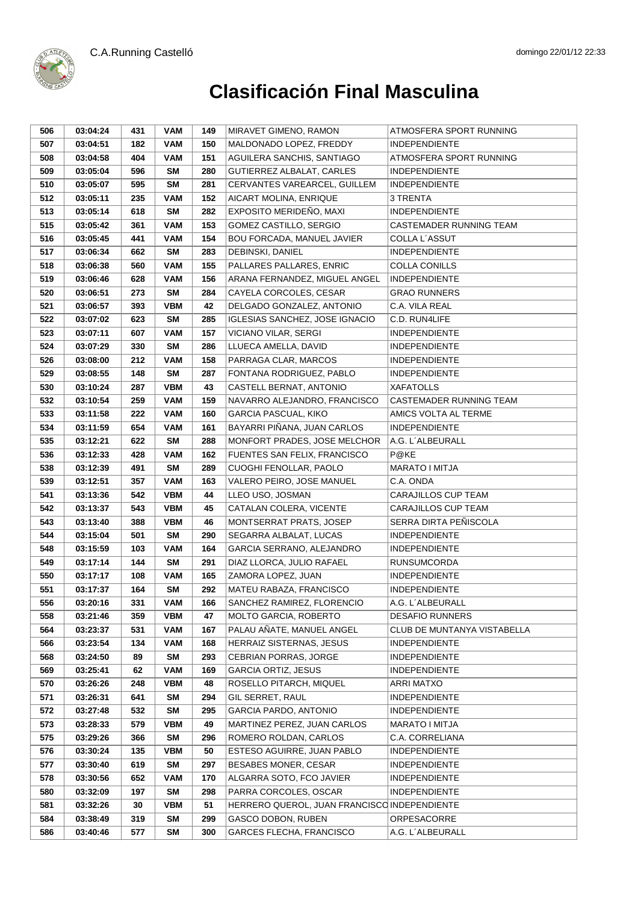# Clasificación Final Masculina

| | | | | | | |
|---|---|---|---|---|---|---|
| 506 | 03:04:24 | 431 | VAM | 149 | MIRAVET GIMENO, RAMON | ATMOSFERA SPORT RUNNING |
| 507 | 03:04:51 | 182 | VAM | 150 | MALDONADO LOPEZ, FREDDY | INDEPENDIENTE |
| 508 | 03:04:58 | 404 | VAM | 151 | AGUILERA SANCHIS, SANTIAGO | ATMOSFERA SPORT RUNNING |
| 509 | 03:05:04 | 596 | SM | 280 | GUTIERREZ ALBALAT, CARLES | INDEPENDIENTE |
| 510 | 03:05:07 | 595 | SM | 281 | CERVANTES VAREARCEL, GUILLEM | INDEPENDIENTE |
| 512 | 03:05:11 | 235 | VAM | 152 | AICART MOLINA, ENRIQUE | 3 TRENTA |
| 513 | 03:05:14 | 618 | SM | 282 | EXPOSITO MERIDEÑO, MAXI | INDEPENDIENTE |
| 515 | 03:05:42 | 361 | VAM | 153 | GOMEZ CASTILLO, SERGIO | CASTEMADER RUNNING TEAM |
| 516 | 03:05:45 | 441 | VAM | 154 | BOU FORCADA, MANUEL JAVIER | COLLA L´ASSUT |
| 517 | 03:06:34 | 662 | SM | 283 | DEBINSKI, DANIEL | INDEPENDIENTE |
| 518 | 03:06:38 | 560 | VAM | 155 | PALLARES PALLARES, ENRIC | COLLA CONILLS |
| 519 | 03:06:46 | 628 | VAM | 156 | ARANA FERNANDEZ, MIGUEL ANGEL | INDEPENDIENTE |
| 520 | 03:06:51 | 273 | SM | 284 | CAYELA CORCOLES, CESAR | GRAO RUNNERS |
| 521 | 03:06:57 | 393 | VBM | 42 | DELGADO GONZALEZ, ANTONIO | C.A. VILA REAL |
| 522 | 03:07:02 | 623 | SM | 285 | IGLESIAS SANCHEZ, JOSE IGNACIO | C.D. RUN4LIFE |
| 523 | 03:07:11 | 607 | VAM | 157 | VICIANO VILAR, SERGI | INDEPENDIENTE |
| 524 | 03:07:29 | 330 | SM | 286 | LLUECA AMELLA, DAVID | INDEPENDIENTE |
| 526 | 03:08:00 | 212 | VAM | 158 | PARRAGA CLAR, MARCOS | INDEPENDIENTE |
| 529 | 03:08:55 | 148 | SM | 287 | FONTANA RODRIGUEZ, PABLO | INDEPENDIENTE |
| 530 | 03:10:24 | 287 | VBM | 43 | CASTELL BERNAT, ANTONIO | XAFATOLLS |
| 532 | 03:10:54 | 259 | VAM | 159 | NAVARRO ALEJANDRO, FRANCISCO | CASTEMADER RUNNING TEAM |
| 533 | 03:11:58 | 222 | VAM | 160 | GARCIA PASCUAL, KIKO | AMICS VOLTA AL TERME |
| 534 | 03:11:59 | 654 | VAM | 161 | BAYARRI PIÑANA, JUAN CARLOS | INDEPENDIENTE |
| 535 | 03:12:21 | 622 | SM | 288 | MONFORT PRADES, JOSE MELCHOR | A.G. L´ALBEURALL |
| 536 | 03:12:33 | 428 | VAM | 162 | FUENTES SAN FELIX, FRANCISCO | P@KE |
| 538 | 03:12:39 | 491 | SM | 289 | CUOGHI FENOLLAR, PAOLO | MARATO I MITJA |
| 539 | 03:12:51 | 357 | VAM | 163 | VALERO PEIRO, JOSE MANUEL | C.A. ONDA |
| 541 | 03:13:36 | 542 | VBM | 44 | LLEO USO, JOSMAN | CARAJILLOS CUP TEAM |
| 542 | 03:13:37 | 543 | VBM | 45 | CATALAN COLERA, VICENTE | CARAJILLOS CUP TEAM |
| 543 | 03:13:40 | 388 | VBM | 46 | MONTSERRAT PRATS, JOSEP | SERRA DIRTA PEÑISCOLA |
| 544 | 03:15:04 | 501 | SM | 290 | SEGARRA ALBALAT, LUCAS | INDEPENDIENTE |
| 548 | 03:15:59 | 103 | VAM | 164 | GARCIA SERRANO, ALEJANDRO | INDEPENDIENTE |
| 549 | 03:17:14 | 144 | SM | 291 | DIAZ LLORCA, JULIO RAFAEL | RUNSUMCORDA |
| 550 | 03:17:17 | 108 | VAM | 165 | ZAMORA LOPEZ, JUAN | INDEPENDIENTE |
| 551 | 03:17:37 | 164 | SM | 292 | MATEU RABAZA, FRANCISCO | INDEPENDIENTE |
| 556 | 03:20:16 | 331 | VAM | 166 | SANCHEZ RAMIREZ, FLORENCIO | A.G. L´ALBEURALL |
| 558 | 03:21:46 | 359 | VBM | 47 | MOLTO GARCIA, ROBERTO | DESAFIO RUNNERS |
| 564 | 03:23:37 | 531 | VAM | 167 | PALAU AÑATE, MANUEL ANGEL | CLUB DE MUNTANYA VISTABELLA |
| 566 | 03:23:54 | 134 | VAM | 168 | HERRAIZ SISTERNAS, JESUS | INDEPENDIENTE |
| 568 | 03:24:50 | 89 | SM | 293 | CEBRIAN PORRAS, JORGE | INDEPENDIENTE |
| 569 | 03:25:41 | 62 | VAM | 169 | GARCIA ORTIZ, JESUS | INDEPENDIENTE |
| 570 | 03:26:26 | 248 | VBM | 48 | ROSELLO PITARCH, MIQUEL | ARRI MATXO |
| 571 | 03:26:31 | 641 | SM | 294 | GIL SERRET, RAUL | INDEPENDIENTE |
| 572 | 03:27:48 | 532 | SM | 295 | GARCIA PARDO, ANTONIO | INDEPENDIENTE |
| 573 | 03:28:33 | 579 | VBM | 49 | MARTINEZ PEREZ, JUAN CARLOS | MARATO I MITJA |
| 575 | 03:29:26 | 366 | SM | 296 | ROMERO ROLDAN, CARLOS | C.A. CORRELIANA |
| 576 | 03:30:24 | 135 | VBM | 50 | ESTESO AGUIRRE, JUAN PABLO | INDEPENDIENTE |
| 577 | 03:30:40 | 619 | SM | 297 | BESABES MONER, CESAR | INDEPENDIENTE |
| 578 | 03:30:56 | 652 | VAM | 170 | ALGARRA SOTO, FCO JAVIER | INDEPENDIENTE |
| 580 | 03:32:09 | 197 | SM | 298 | PARRA CORCOLES, OSCAR | INDEPENDIENTE |
| 581 | 03:32:26 | 30 | VBM | 51 | HERRERO QUEROL, JUAN FRANCISCO | INDEPENDIENTE |
| 584 | 03:38:49 | 319 | SM | 299 | GASCO DOBON, RUBEN | ORPESACORRE |
| 586 | 03:40:46 | 577 | SM | 300 | GARCES FLECHA, FRANCISCO | A.G. L´ALBEURALL |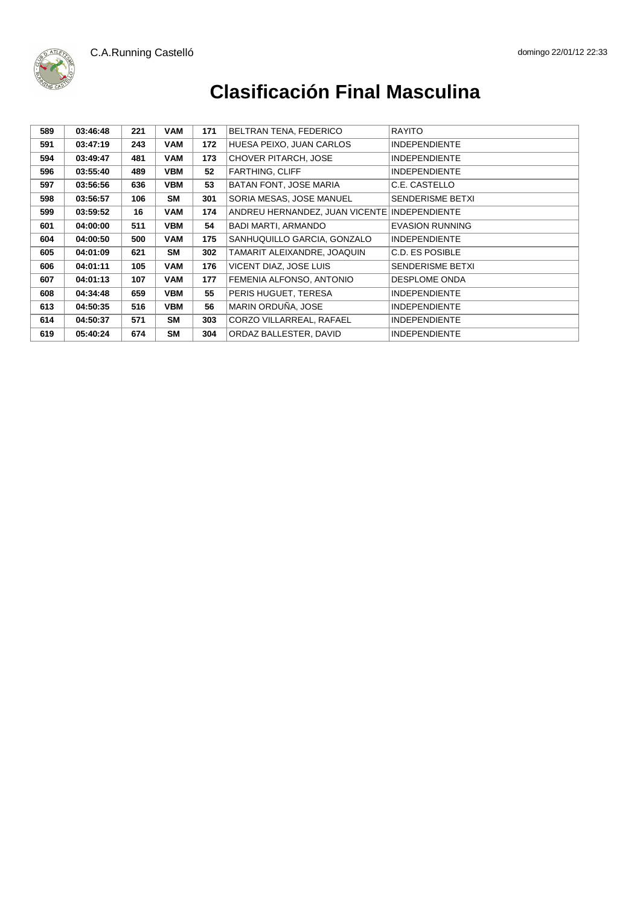# Clasificación Final Masculina

| | | | | | | |
|---|---|---|---|---|---|---|
| 589 | 03:46:48 | 221 | VAM | 171 | BELTRAN TENA, FEDERICO | RAYITO |
| 591 | 03:47:19 | 243 | VAM | 172 | HUESA PEIXO, JUAN CARLOS | INDEPENDIENTE |
| 594 | 03:49:47 | 481 | VAM | 173 | CHOVER PITARCH, JOSE | INDEPENDIENTE |
| 596 | 03:55:40 | 489 | VBM | 52 | FARTHING, CLIFF | INDEPENDIENTE |
| 597 | 03:56:56 | 636 | VBM | 53 | BATAN FONT, JOSE MARIA | C.E. CASTELLO |
| 598 | 03:56:57 | 106 | SM | 301 | SORIA MESAS, JOSE MANUEL | SENDERISME BETXI |
| 599 | 03:59:52 | 16 | VAM | 174 | ANDREU HERNANDEZ, JUAN VICENTE | INDEPENDIENTE |
| 601 | 04:00:00 | 511 | VBM | 54 | BADI MARTI, ARMANDO | EVASION RUNNING |
| 604 | 04:00:50 | 500 | VAM | 175 | SANHUQUILLO GARCIA, GONZALO | INDEPENDIENTE |
| 605 | 04:01:09 | 621 | SM | 302 | TAMARIT ALEIXANDRE, JOAQUIN | C.D. ES POSIBLE |
| 606 | 04:01:11 | 105 | VAM | 176 | VICENT DIAZ, JOSE LUIS | SENDERISME BETXI |
| 607 | 04:01:13 | 107 | VAM | 177 | FEMENIA ALFONSO, ANTONIO | DESPLOME ONDA |
| 608 | 04:34:48 | 659 | VBM | 55 | PERIS HUGUET, TERESA | INDEPENDIENTE |
| 613 | 04:50:35 | 516 | VBM | 56 | MARIN ORDUÑA, JOSE | INDEPENDIENTE |
| 614 | 04:50:37 | 571 | SM | 303 | CORZO VILLARREAL, RAFAEL | INDEPENDIENTE |
| 619 | 05:40:24 | 674 | SM | 304 | ORDAZ BALLESTER, DAVID | INDEPENDIENTE |